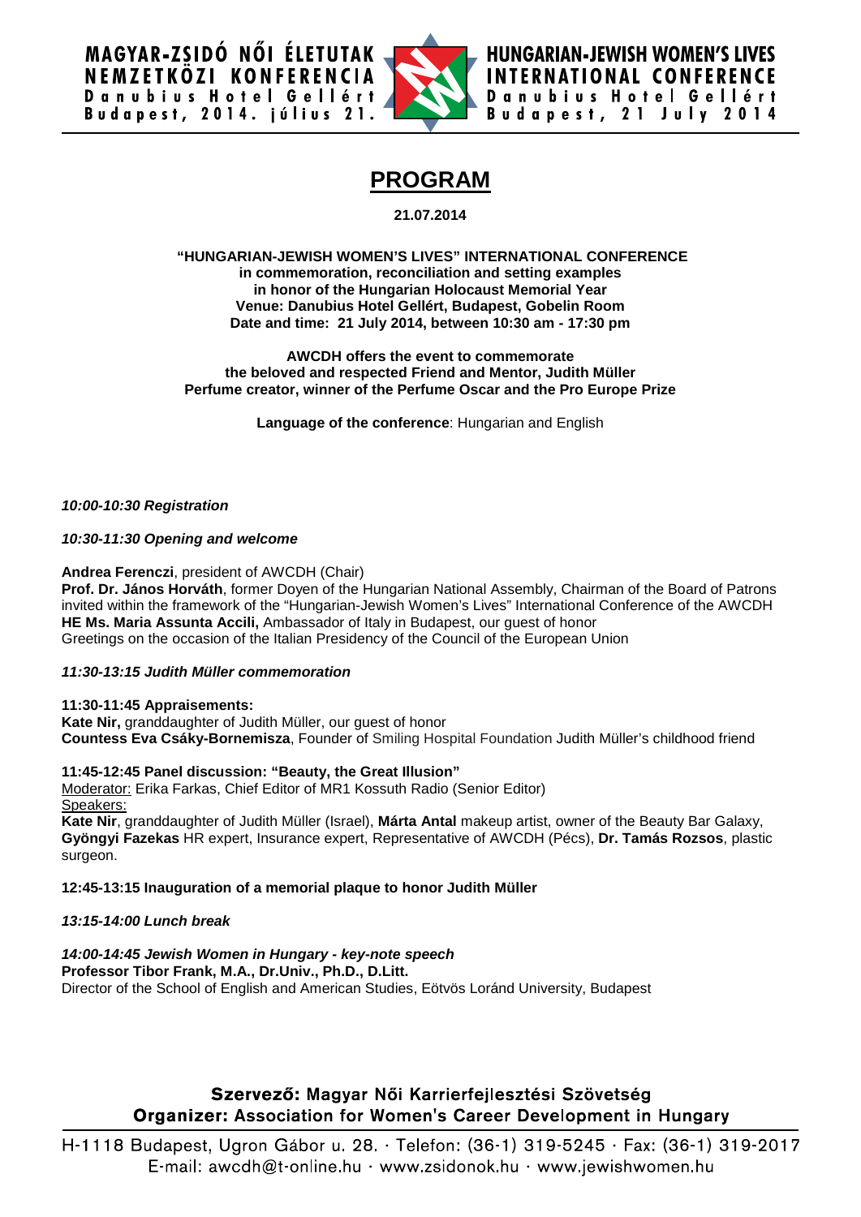**MAGYAR-ZSIDÓ NŐI ÉLETUTAK NEMZETKÖZI KONFERENCIA**
**Danubius Hotel Gellért**
**Budapest, 2014. július 21.**

**HUNGARIAN-JEWISH WOMEN'S LIVES INTERNATIONAL CONFERENCE**
**Danubius Hotel Gellért**
**Budapest, 21 July 2014**

# PROGRAM

**21.07.2014**

**"HUNGARIAN-JEWISH WOMEN'S LIVES" INTERNATIONAL CONFERENCE**
**in commemoration, reconciliation and setting examples**
**in honor of the Hungarian Holocaust Memorial Year**
**Venue: Danubius Hotel Gellért, Budapest, Gobelin Room**
**Date and time: 21 July 2014, between 10:30 am - 17:30 pm**

**AWCDH offers the event to commemorate**
**the beloved and respected Friend and Mentor, Judith Müller**
**Perfume creator, winner of the Perfume Oscar and the Pro Europe Prize**

**Language of the conference**: Hungarian and English

***10:00-10:30 Registration***

***10:30-11:30 Opening and welcome***

**Andrea Ferenczi**, president of AWCDH (Chair)
**Prof. Dr. János Horváth**, former Doyen of the Hungarian National Assembly, Chairman of the Board of Patrons invited within the framework of the "Hungarian-Jewish Women's Lives" International Conference of the AWCDH
**HE Ms. Maria Assunta Accili,** Ambassador of Italy in Budapest, our guest of honor
Greetings on the occasion of the Italian Presidency of the Council of the European Union

***11:30-13:15 Judith Müller commemoration***

**11:30-11:45 Appraisements:**
**Kate Nir,** granddaughter of Judith Müller, our guest of honor
**Countess Eva Csáky-Bornemisza**, Founder of Smiling Hospital Foundation Judith Müller's childhood friend

**11:45-12:45 Panel discussion: "Beauty, the Great Illusion"**
Moderator: Erika Farkas, Chief Editor of MR1 Kossuth Radio (Senior Editor)
Speakers:
**Kate Nir**, granddaughter of Judith Müller (Israel), **Márta Antal** makeup artist, owner of the Beauty Bar Galaxy, **Gyöngyi Fazekas** HR expert, Insurance expert, Representative of AWCDH (Pécs), **Dr. Tamás Rozsos**, plastic surgeon.

**12:45-13:15 Inauguration of a memorial plaque to honor Judith Müller**

***13:15-14:00 Lunch break***

***14:00-14:45 Jewish Women in Hungary - key-note speech***
**Professor Tibor Frank, M.A., Dr.Univ., Ph.D., D.Litt.**
Director of the School of English and American Studies, Eötvös Loránd University, Budapest

**Szervező:** Magyar Női Karrierfejlesztési Szövetség
**Organizer:** Association for Women's Career Development in Hungary

H-1118 Budapest, Ugron Gábor u. 28. · Telefon: (36-1) 319-5245 · Fax: (36-1) 319-2017
E-mail: awcdh@t-online.hu · www.zsidonok.hu · www.jewishwomen.hu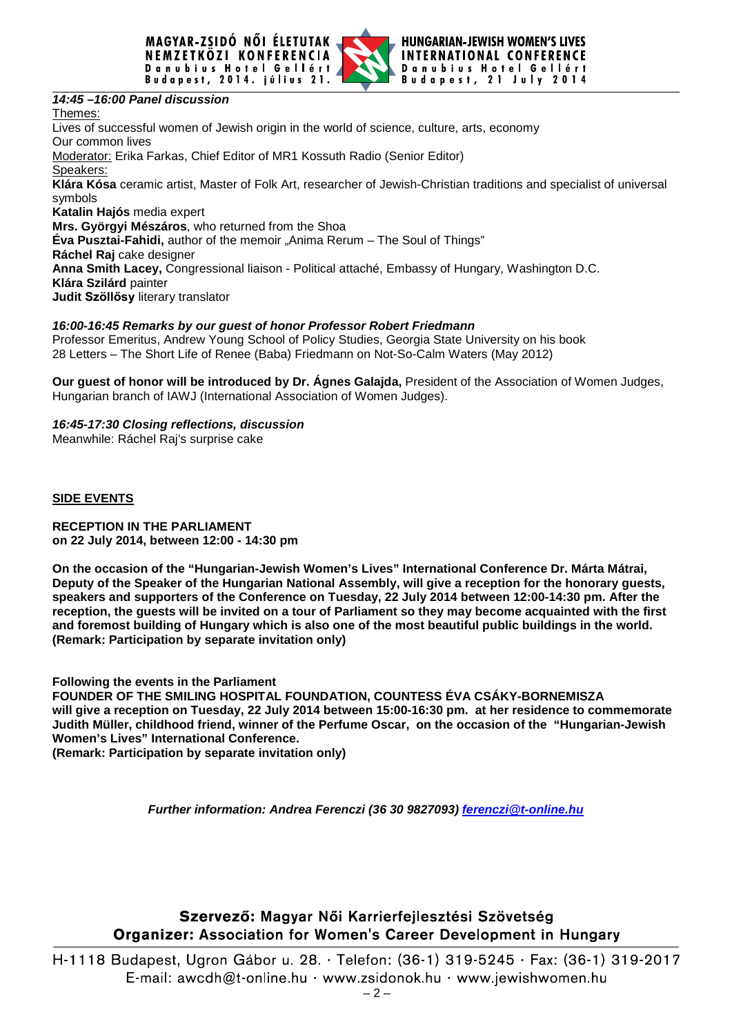***14:45 –16:00 Panel discussion***

Themes:

Lives of successful women of Jewish origin in the world of science, culture, arts, economy
Our common lives

Moderator: Erika Farkas, Chief Editor of MR1 Kossuth Radio (Senior Editor)

Speakers:

**Klára Kósa** ceramic artist, Master of Folk Art, researcher of Jewish-Christian traditions and specialist of universal symbols
**Katalin Hajós** media expert
**Mrs. Györgyi Mészáros**, who returned from the Shoa
**Éva Pusztai-Fahidi,** author of the memoir „Anima Rerum – The Soul of Things"
**Ráchel Raj** cake designer
**Anna Smith Lacey,** Congressional liaison - Political attaché, Embassy of Hungary, Washington D.C.
**Klára Szilárd** painter
**Judit Szöllősy** literary translator

***16:00-16:45 Remarks by our guest of honor Professor Robert Friedmann***

Professor Emeritus, Andrew Young School of Policy Studies, Georgia State University on his book 28 Letters – The Short Life of Renee (Baba) Friedmann on Not-So-Calm Waters (May 2012)

**Our guest of honor will be introduced by Dr. Ágnes Galajda,** President of the Association of Women Judges, Hungarian branch of IAWJ (International Association of Women Judges).

***16:45-17:30 Closing reflections, discussion***

Meanwhile: Ráchel Raj's surprise cake

## SIDE EVENTS

**RECEPTION IN THE PARLIAMENT**
**on 22 July 2014, between 12:00 - 14:30 pm**

**On the occasion of the "Hungarian-Jewish Women's Lives" International Conference Dr. Márta Mátrai, Deputy of the Speaker of the Hungarian National Assembly, will give a reception for the honorary guests, speakers and supporters of the Conference on Tuesday, 22 July 2014 between 12:00-14:30 pm. After the reception, the guests will be invited on a tour of Parliament so they may become acquainted with the first and foremost building of Hungary which is also one of the most beautiful public buildings in the world. (Remark: Participation by separate invitation only)**

**Following the events in the Parliament**
**FOUNDER OF THE SMILING HOSPITAL FOUNDATION, COUNTESS ÉVA CSÁKY-BORNEMISZA will give a reception on Tuesday, 22 July 2014 between 15:00-16:30 pm. at her residence to commemorate Judith Müller, childhood friend, winner of the Perfume Oscar, on the occasion of the "Hungarian-Jewish Women's Lives" International Conference.**
**(Remark: Participation by separate invitation only)**

***Further information: Andrea Ferenczi (36 30 9827093) ferenczi@t-online.hu***

**Szervező:** Magyar Női Karrierfejlesztési Szövetség
**Organizer:** Association for Women's Career Development in Hungary

H-1118 Budapest, Ugron Gábor u. 28. · Telefon: (36-1) 319-5245 · Fax: (36-1) 319-2017
E-mail: awcdh@t-online.hu · www.zsidonok.hu · www.jewishwomen.hu